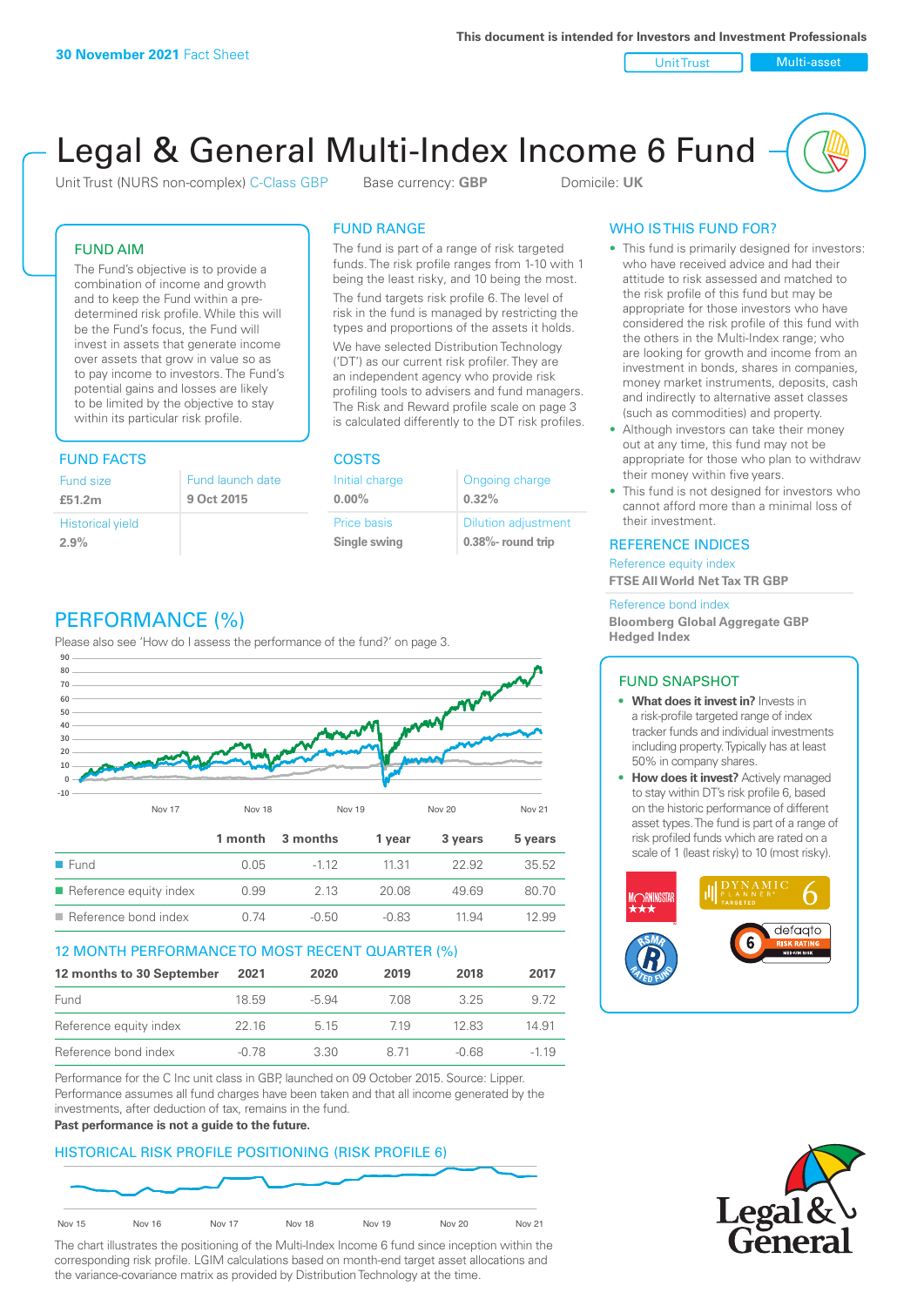**30 November 2021** Fact Sheet

This document is intended for Investors and Investment Professionals

Unit Trust | Multi-asset

# Legal & General Multi-Index Income 6 Fund

Unit Trust (NURS non-complex) C-Class GBP    Base currency: **GBP**    Domicile: **UK**

## FUND AIM

The Fund's objective is to provide a combination of income and growth and to keep the Fund within a pre-determined risk profile. While this will be the Fund's focus, the Fund will invest in assets that generate income over assets that grow in value so as to pay income to investors. The Fund's potential gains and losses are likely to be limited by the objective to stay within its particular risk profile.

## FUND RANGE

The fund is part of a range of risk targeted funds. The risk profile ranges from 1-10 with 1 being the least risky, and 10 being the most.

The fund targets risk profile 6. The level of risk in the fund is managed by restricting the types and proportions of the assets it holds.

We have selected Distribution Technology ('DT') as our current risk profiler. They are an independent agency who provide risk profiling tools to advisers and fund managers. The Risk and Reward profile scale on page 3 is calculated differently to the DT risk profiles.

## WHO IS THIS FUND FOR?

- This fund is primarily designed for investors: who have received advice and had their attitude to risk assessed and matched to the risk profile of this fund but may be appropriate for those investors who have considered the risk profile of this fund with the others in the Multi-Index range; who are looking for growth and income from an investment in bonds, shares in companies, money market instruments, deposits, cash and indirectly to alternative asset classes (such as commodities) and property.
- Although investors can take their money out at any time, this fund may not be appropriate for those who plan to withdraw their money within five years.
- This fund is not designed for investors who cannot afford more than a minimal loss of their investment.

## FUND FACTS

| Fund size | Fund launch date |
|---|---|
| **£51.2m** | **9 Oct 2015** |
| Historical yield | |
| **2.9%** | |

## COSTS

| Initial charge | Ongoing charge |
|---|---|
| **0.00%** | **0.32%** |
| Price basis | Dilution adjustment |
| **Single swing** | **0.38%- round trip** |

## REFERENCE INDICES

Reference equity index
**FTSE All World Net Tax TR GBP**

Reference bond index
**Bloomberg Global Aggregate GBP Hedged Index**

## PERFORMANCE (%)

Please also see 'How do I assess the performance of the fund?' on page 3.

| | 1 month | 3 months | 1 year | 3 years | 5 years |
|---|---|---|---|---|---|
| Fund | 0.05 | -1.12 | 11.31 | 22.92 | 35.52 |
| Reference equity index | 0.99 | 2.13 | 20.08 | 49.69 | 80.70 |
| Reference bond index | 0.74 | -0.50 | -0.83 | 11.94 | 12.99 |

## 12 MONTH PERFORMANCE TO MOST RECENT QUARTER (%)

| 12 months to 30 September | 2021 | 2020 | 2019 | 2018 | 2017 |
|---|---|---|---|---|---|
| Fund | 18.59 | -5.94 | 7.08 | 3.25 | 9.72 |
| Reference equity index | 22.16 | 5.15 | 7.19 | 12.83 | 14.91 |
| Reference bond index | -0.78 | 3.30 | 8.71 | -0.68 | -1.19 |

Performance for the C Inc unit class in GBP, launched on 09 October 2015. Source: Lipper. Performance assumes all fund charges have been taken and that all income generated by the investments, after deduction of tax, remains in the fund.

**Past performance is not a guide to the future.**

## FUND SNAPSHOT

- **What does it invest in?** Invests in a risk-profile targeted range of index tracker funds and individual investments including property. Typically has at least 50% in company shares.
- **How does it invest?** Actively managed to stay within DT's risk profile 6, based on the historic performance of different asset types. The fund is part of a range of risk profiled funds which are rated on a scale of 1 (least risky) to 10 (most risky).

## HISTORICAL RISK PROFILE POSITIONING (RISK PROFILE 6)

The chart illustrates the positioning of the Multi-Index Income 6 fund since inception within the corresponding risk profile. LGIM calculations based on month-end target asset allocations and the variance-covariance matrix as provided by Distribution Technology at the time.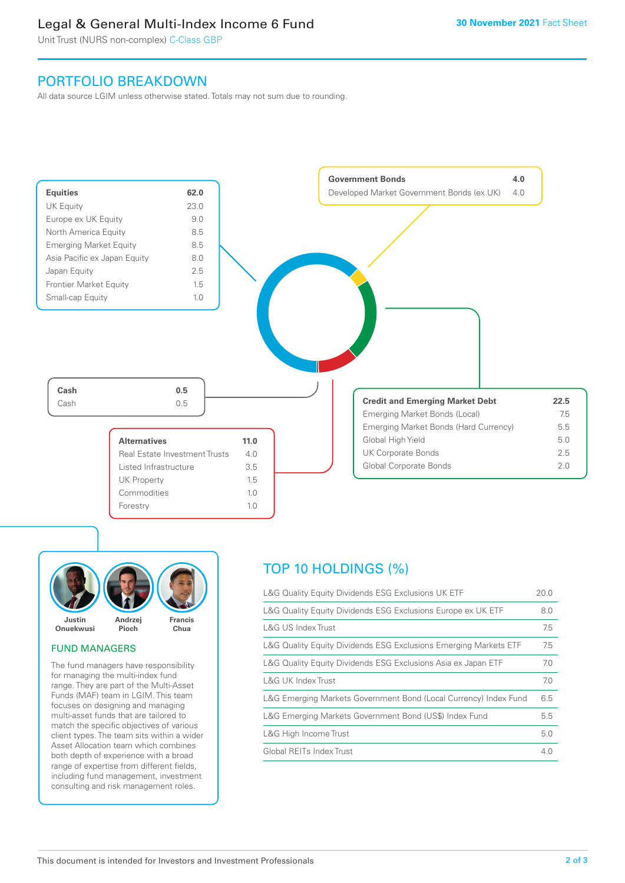# Legal & General Multi-Index Income 6 Fund

Unit Trust (NURS non-complex) C-Class GBP

30 November 2021 Fact Sheet

## PORTFOLIO BREAKDOWN

All data source LGIM unless otherwise stated. Totals may not sum due to rounding.

| Equities | 62.0 |
|---|---|
| UK Equity | 23.0 |
| Europe ex UK Equity | 9.0 |
| North America Equity | 8.5 |
| Emerging Market Equity | 8.5 |
| Asia Pacific ex Japan Equity | 8.0 |
| Japan Equity | 2.5 |
| Frontier Market Equity | 1.5 |
| Small-cap Equity | 1.0 |

| Government Bonds | 4.0 |
|---|---|
| Developed Market Government Bonds (ex UK) | 4.0 |

| Credit and Emerging Market Debt | 22.5 |
|---|---|
| Emerging Market Bonds (Local) | 7.5 |
| Emerging Market Bonds (Hard Currency) | 5.5 |
| Global High Yield | 5.0 |
| UK Corporate Bonds | 2.5 |
| Global Corporate Bonds | 2.0 |

| Cash | 0.5 |
|---|---|
| Cash | 0.5 |

| Alternatives | 11.0 |
|---|---|
| Real Estate Investment Trusts | 4.0 |
| Listed Infrastructure | 3.5 |
| UK Property | 1.5 |
| Commodities | 1.0 |
| Forestry | 1.0 |

### FUND MANAGERS

Justin Onuekwusi, Andrzej Pioch, Francis Chua

The fund managers have responsibility for managing the multi-index fund range. They are part of the Multi-Asset Funds (MAF) team in LGIM. This team focuses on designing and managing multi-asset funds that are tailored to match the specific objectives of various client types. The team sits within a wider Asset Allocation team which combines both depth of experience with a broad range of expertise from different fields, including fund management, investment consulting and risk management roles.

## TOP 10 HOLDINGS (%)

| Holding | % |
|---|---|
| L&G Quality Equity Dividends ESG Exclusions UK ETF | 20.0 |
| L&G Quality Equity Dividends ESG Exclusions Europe ex UK ETF | 8.0 |
| L&G US Index Trust | 7.5 |
| L&G Quality Equity Dividends ESG Exclusions Emerging Markets ETF | 7.5 |
| L&G Quality Equity Dividends ESG Exclusions Asia ex Japan ETF | 7.0 |
| L&G UK Index Trust | 7.0 |
| L&G Emerging Markets Government Bond (Local Currency) Index Fund | 6.5 |
| L&G Emerging Markets Government Bond (US$) Index Fund | 5.5 |
| L&G High Income Trust | 5.0 |
| Global REITs Index Trust | 4.0 |

This document is intended for Investors and Investment Professionals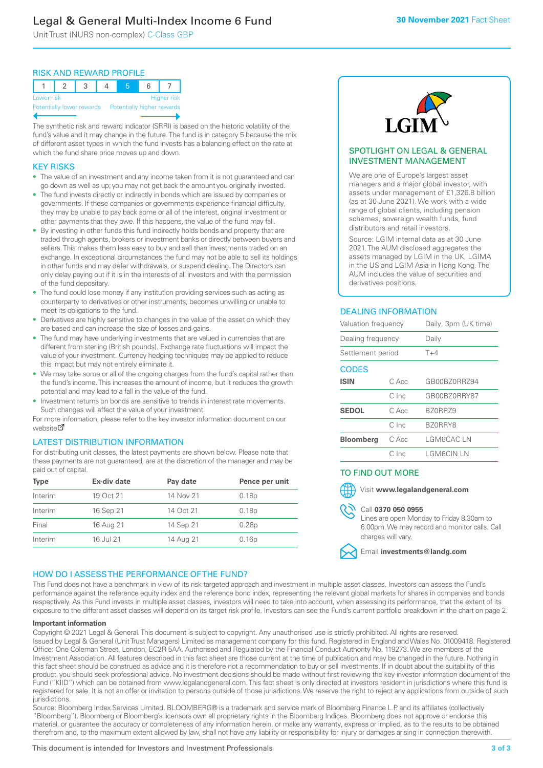# Legal & General Multi-Index Income 6 Fund

Unit Trust (NURS non-complex) C-Class GBP

**30 November 2021** Fact Sheet

## RISK AND REWARD PROFILE

| 1 | 2 | 3 | 4 | 5 | 6 | 7 |
|---|---|---|---|---|---|---|

Lower risk — Higher risk

Potentially lower rewards — Potentially higher rewards

The synthetic risk and reward indicator (SRRI) is based on the historic volatility of the fund's value and it may change in the future. The fund is in category 5 because the mix of different asset types in which the fund invests has a balancing effect on the rate at which the fund share price moves up and down.

## KEY RISKS

- The value of an investment and any income taken from it is not guaranteed and can go down as well as up; you may not get back the amount you originally invested.
- The fund invests directly or indirectly in bonds which are issued by companies or governments. If these companies or governments experience financial difficulty, they may be unable to pay back some or all of the interest, original investment or other payments that they owe. If this happens, the value of the fund may fall.
- By investing in other funds this fund indirectly holds bonds and property that are traded through agents, brokers or investment banks or directly between buyers and sellers. This makes them less easy to buy and sell than investments traded on an exchange. In exceptional circumstances the fund may not be able to sell its holdings in other funds and may defer withdrawals, or suspend dealing. The Directors can only delay paying out if it is in the interests of all investors and with the permission of the fund depositary.
- The fund could lose money if any institution providing services such as acting as counterparty to derivatives or other instruments, becomes unwilling or unable to meet its obligations to the fund.
- Derivatives are highly sensitive to changes in the value of the asset on which they are based and can increase the size of losses and gains.
- The fund may have underlying investments that are valued in currencies that are different from sterling (British pounds). Exchange rate fluctuations will impact the value of your investment. Currency hedging techniques may be applied to reduce this impact but may not entirely eliminate it.
- We may take some or all of the ongoing charges from the fund's capital rather than the fund's income. This increases the amount of income, but it reduces the growth potential and may lead to a fall in the value of the fund.
- Investment returns on bonds are sensitive to trends in interest rate movements. Such changes will affect the value of your investment.

For more information, please refer to the key investor information document on our website

## LATEST DISTRIBUTION INFORMATION

For distributing unit classes, the latest payments are shown below. Please note that these payments are not guaranteed, are at the discretion of the manager and may be paid out of capital.

| Type | Ex-div date | Pay date | Pence per unit |
|---|---|---|---|
| Interim | 19 Oct 21 | 14 Nov 21 | 0.18p |
| Interim | 16 Sep 21 | 14 Oct 21 | 0.18p |
| Final | 16 Aug 21 | 14 Sep 21 | 0.28p |
| Interim | 16 Jul 21 | 14 Aug 21 | 0.16p |

## SPOTLIGHT ON LEGAL & GENERAL INVESTMENT MANAGEMENT

We are one of Europe's largest asset managers and a major global investor, with assets under management of £1,326.8 billion (as at 30 June 2021). We work with a wide range of global clients, including pension schemes, sovereign wealth funds, fund distributors and retail investors.

Source: LGIM internal data as at 30 June 2021. The AUM disclosed aggregates the assets managed by LGIM in the UK, LGIMA in the US and LGIM Asia in Hong Kong. The AUM includes the value of securities and derivatives positions.

## DEALING INFORMATION

| | |
|---|---|
| Valuation frequency | Daily, 3pm (UK time) |
| Dealing frequency | Daily |
| Settlement period | T+4 |

## CODES

| | | |
|---|---|---|
| **ISIN** | C Acc | GB00BZ0RRZ94 |
| | C Inc | GB00BZ0RRY87 |
| **SEDOL** | C Acc | BZ0RRZ9 |
| | C Inc | BZ0RRY8 |
| **Bloomberg** | C Acc | LGM6CAC LN |
| | C Inc | LGM6CIN LN |

## TO FIND OUT MORE

Visit **www.legalandgeneral.com**

Call **0370 050 0955**
Lines are open Monday to Friday 8.30am to 6.00pm. We may record and monitor calls. Call charges will vary.

Email **investments@landg.com**

## HOW DO I ASSESS THE PERFORMANCE OF THE FUND?

This Fund does not have a benchmark in view of its risk targeted approach and investment in multiple asset classes. Investors can assess the Fund's performance against the reference equity index and the reference bond index, representing the relevant global markets for shares in companies and bonds respectively. As this Fund invests in multiple asset classes, investors will need to take into account, when assessing its performance, that the extent of its exposure to the different asset classes will depend on its target risk profile. Investors can see the Fund's current portfolio breakdown in the chart on page 2.

**Important information**

Copyright © 2021 Legal & General. This document is subject to copyright. Any unauthorised use is strictly prohibited. All rights are reserved.

Issued by Legal & General (Unit Trust Managers) Limited as management company for this fund. Registered in England and Wales No. 01009418. Registered Office: One Coleman Street, London, EC2R 5AA. Authorised and Regulated by the Financial Conduct Authority No. 119273. We are members of the Investment Association. All features described in this fact sheet are those current at the time of publication and may be changed in the future. Nothing in this fact sheet should be construed as advice and it is therefore not a recommendation to buy or sell investments. If in doubt about the suitability of this product, you should seek professional advice. No investment decisions should be made without first reviewing the key investor information document of the Fund ("KIID") which can be obtained from www.legalandgeneral.com. This fact sheet is only directed at investors resident in jurisdictions where this fund is registered for sale. It is not an offer or invitation to persons outside of those jurisdictions. We reserve the right to reject any applications from outside of such jurisdictions.

Source: Bloomberg Index Services Limited. BLOOMBERG® is a trademark and service mark of Bloomberg Finance L.P. and its affiliates (collectively "Bloomberg"). Bloomberg or Bloomberg's licensors own all proprietary rights in the Bloomberg Indices. Bloomberg does not approve or endorse this material, or guarantee the accuracy or completeness of any information herein, or make any warranty, express or implied, as to the results to be obtained therefrom and, to the maximum extent allowed by law, shall not have any liability or responsibility for injury or damages arising in connection therewith.

This document is intended for Investors and Investment Professionals